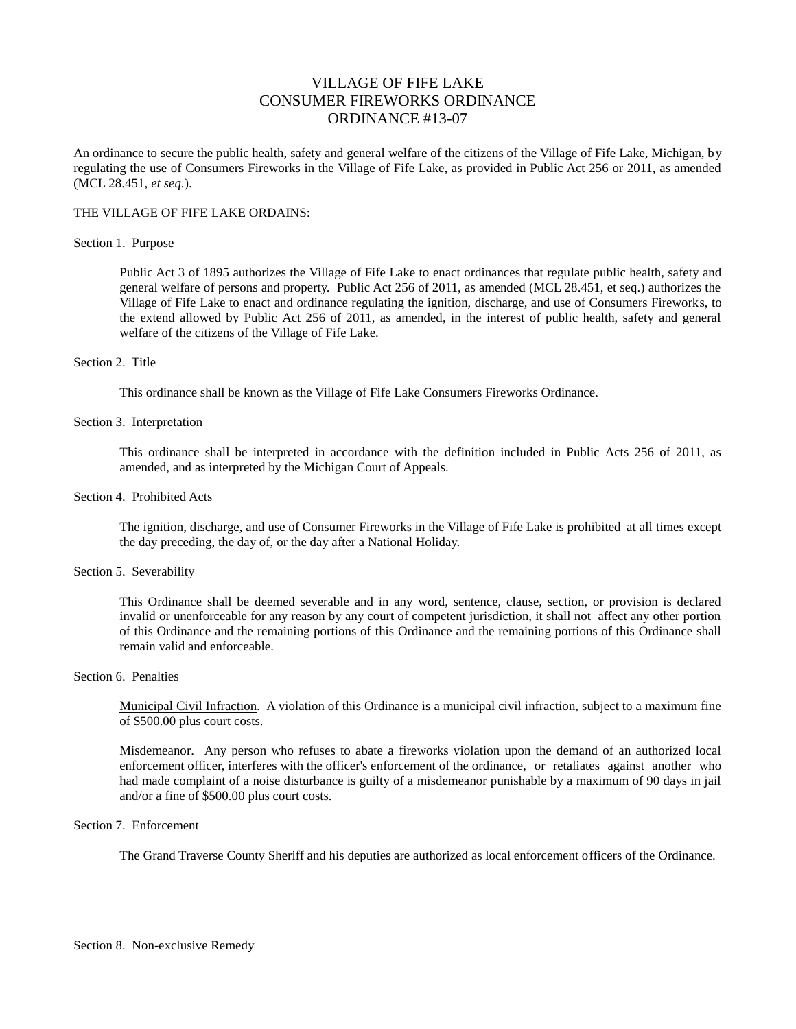# VILLAGE OF FIFE LAKE
# CONSUMER FIREWORKS ORDINANCE
# ORDINANCE #13-07

An ordinance to secure the public health, safety and general welfare of the citizens of the Village of Fife Lake, Michigan, by regulating the use of Consumers Fireworks in the Village of Fife Lake, as provided in Public Act 256 or 2011, as amended (MCL 28.451, *et seq.*).

THE VILLAGE OF FIFE LAKE ORDAINS:

Section 1. Purpose

Public Act 3 of 1895 authorizes the Village of Fife Lake to enact ordinances that regulate public health, safety and general welfare of persons and property. Public Act 256 of 2011, as amended (MCL 28.451, et seq.) authorizes the Village of Fife Lake to enact and ordinance regulating the ignition, discharge, and use of Consumers Fireworks, to the extend allowed by Public Act 256 of 2011, as amended, in the interest of public health, safety and general welfare of the citizens of the Village of Fife Lake.

Section 2. Title

This ordinance shall be known as the Village of Fife Lake Consumers Fireworks Ordinance.

Section 3. Interpretation

This ordinance shall be interpreted in accordance with the definition included in Public Acts 256 of 2011, as amended, and as interpreted by the Michigan Court of Appeals.

Section 4. Prohibited Acts

The ignition, discharge, and use of Consumer Fireworks in the Village of Fife Lake is prohibited at all times except the day preceding, the day of, or the day after a National Holiday.

Section 5. Severability

This Ordinance shall be deemed severable and in any word, sentence, clause, section, or provision is declared invalid or unenforceable for any reason by any court of competent jurisdiction, it shall not affect any other portion of this Ordinance and the remaining portions of this Ordinance and the remaining portions of this Ordinance shall remain valid and enforceable.

Section 6. Penalties

Municipal Civil Infraction. A violation of this Ordinance is a municipal civil infraction, subject to a maximum fine of $500.00 plus court costs.

Misdemeanor. Any person who refuses to abate a fireworks violation upon the demand of an authorized local enforcement officer, interferes with the officer's enforcement of the ordinance, or retaliates against another who had made complaint of a noise disturbance is guilty of a misdemeanor punishable by a maximum of 90 days in jail and/or a fine of $500.00 plus court costs.

Section 7. Enforcement

The Grand Traverse County Sheriff and his deputies are authorized as local enforcement officers of the Ordinance.

Section 8. Non-exclusive Remedy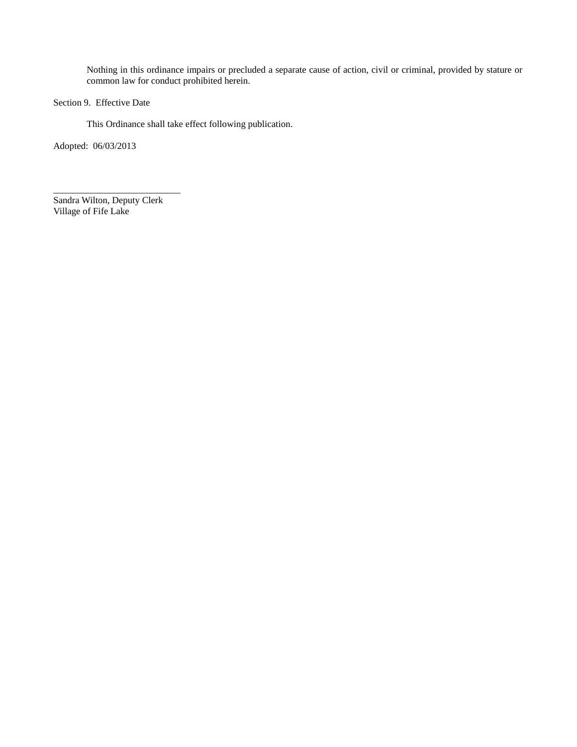Nothing in this ordinance impairs or precluded a separate cause of action, civil or criminal, provided by stature or common law for conduct prohibited herein.

Section 9. Effective Date

This Ordinance shall take effect following publication.

Adopted: 06/03/2013

___________________________
Sandra Wilton, Deputy Clerk
Village of Fife Lake